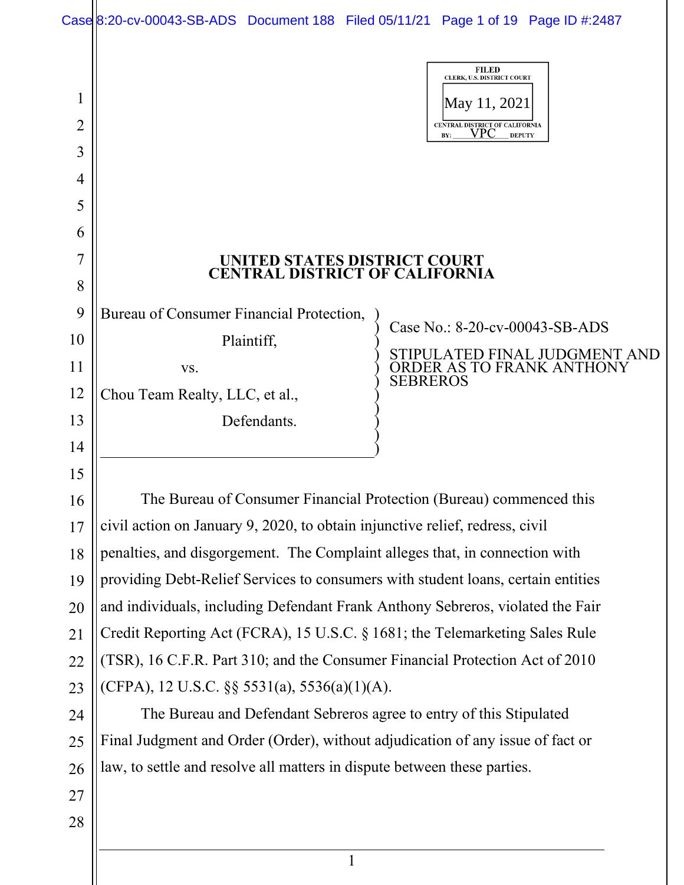FILED
CLERK, U.S. DISTRICT COURT
May 11, 2021
CENTRAL DISTRICT OF CALIFORNIA
BY: VPC DEPUTY

# UNITED STATES DISTRICT COURT
# CENTRAL DISTRICT OF CALIFORNIA

| | |
|---|---|
| Bureau of Consumer Financial Protection,<br>Plaintiff,<br>vs.<br>Chou Team Realty, LLC, et al.,<br>Defendants. | Case No.: 8-20-cv-00043-SB-ADS<br><br>STIPULATED FINAL JUDGMENT AND ORDER AS TO FRANK ANTHONY SEBREROS |

The Bureau of Consumer Financial Protection (Bureau) commenced this civil action on January 9, 2020, to obtain injunctive relief, redress, civil penalties, and disgorgement. The Complaint alleges that, in connection with providing Debt-Relief Services to consumers with student loans, certain entities and individuals, including Defendant Frank Anthony Sebreros, violated the Fair Credit Reporting Act (FCRA), 15 U.S.C. § 1681; the Telemarketing Sales Rule (TSR), 16 C.F.R. Part 310; and the Consumer Financial Protection Act of 2010 (CFPA), 12 U.S.C. §§ 5531(a), 5536(a)(1)(A).

The Bureau and Defendant Sebreros agree to entry of this Stipulated Final Judgment and Order (Order), without adjudication of any issue of fact or law, to settle and resolve all matters in dispute between these parties.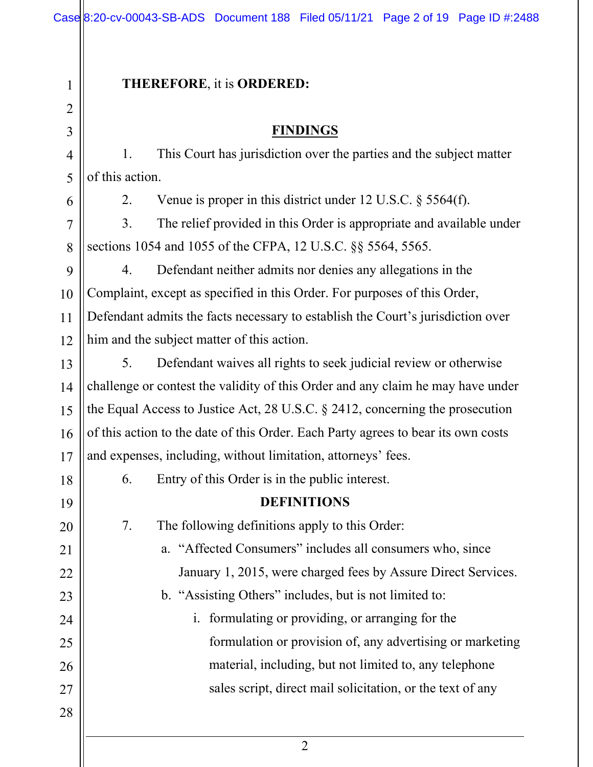**THEREFORE**, it is **ORDERED:**

## FINDINGS

1. This Court has jurisdiction over the parties and the subject matter of this action.

2. Venue is proper in this district under 12 U.S.C. § 5564(f).

3. The relief provided in this Order is appropriate and available under sections 1054 and 1055 of the CFPA, 12 U.S.C. §§ 5564, 5565.

4. Defendant neither admits nor denies any allegations in the Complaint, except as specified in this Order. For purposes of this Order, Defendant admits the facts necessary to establish the Court's jurisdiction over him and the subject matter of this action.

5. Defendant waives all rights to seek judicial review or otherwise challenge or contest the validity of this Order and any claim he may have under the Equal Access to Justice Act, 28 U.S.C. § 2412, concerning the prosecution of this action to the date of this Order. Each Party agrees to bear its own costs and expenses, including, without limitation, attorneys' fees.

6. Entry of this Order is in the public interest.

## DEFINITIONS

7. The following definitions apply to this Order:

   a. "Affected Consumers" includes all consumers who, since January 1, 2015, were charged fees by Assure Direct Services.

   b. "Assisting Others" includes, but is not limited to:

      i. formulating or providing, or arranging for the formulation or provision of, any advertising or marketing material, including, but not limited to, any telephone sales script, direct mail solicitation, or the text of any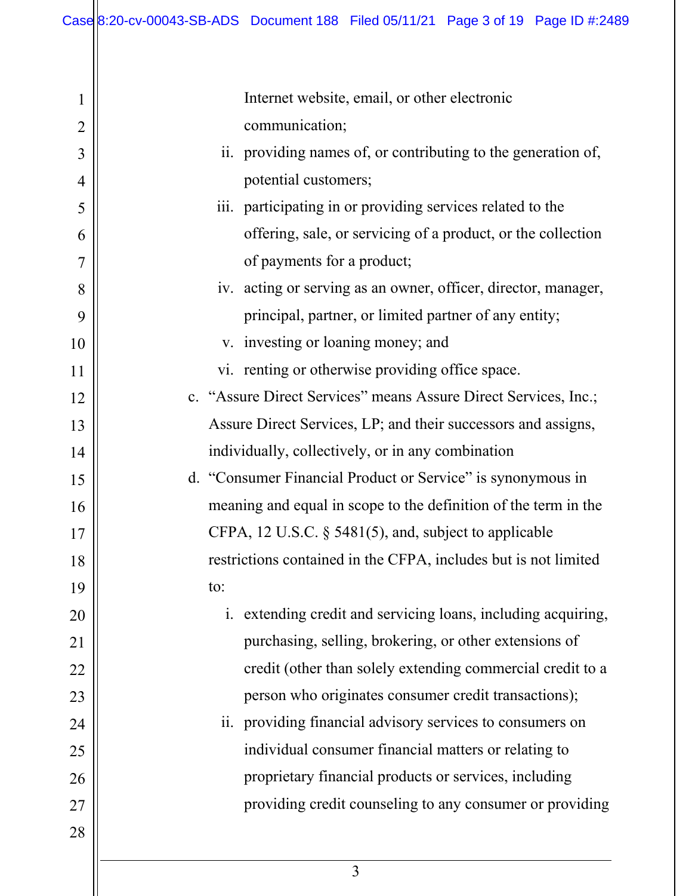Internet website, email, or other electronic communication;

ii. providing names of, or contributing to the generation of, potential customers;

iii. participating in or providing services related to the offering, sale, or servicing of a product, or the collection of payments for a product;

iv. acting or serving as an owner, officer, director, manager, principal, partner, or limited partner of any entity;

v. investing or loaning money; and

vi. renting or otherwise providing office space.

c. "Assure Direct Services" means Assure Direct Services, Inc.; Assure Direct Services, LP; and their successors and assigns, individually, collectively, or in any combination

d. "Consumer Financial Product or Service" is synonymous in meaning and equal in scope to the definition of the term in the CFPA, 12 U.S.C. § 5481(5), and, subject to applicable restrictions contained in the CFPA, includes but is not limited to:

i. extending credit and servicing loans, including acquiring, purchasing, selling, brokering, or other extensions of credit (other than solely extending commercial credit to a person who originates consumer credit transactions);

ii. providing financial advisory services to consumers on individual consumer financial matters or relating to proprietary financial products or services, including providing credit counseling to any consumer or providing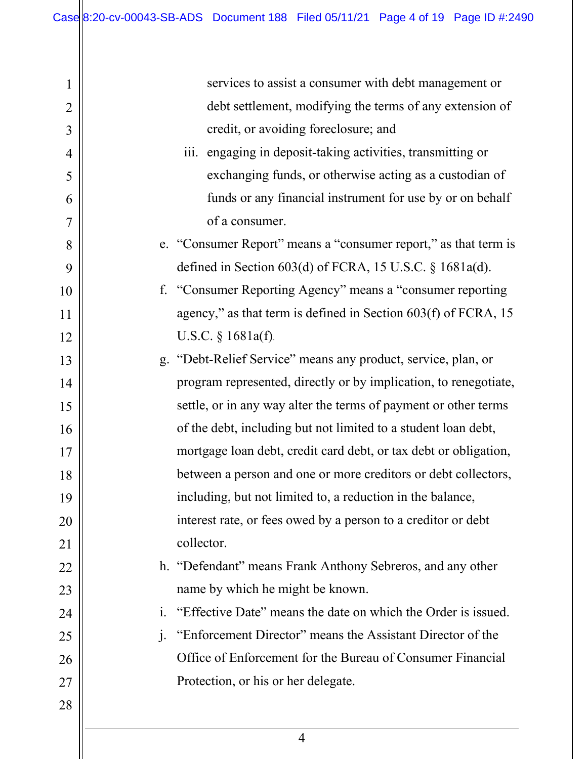services to assist a consumer with debt management or debt settlement, modifying the terms of any extension of credit, or avoiding foreclosure; and

iii. engaging in deposit-taking activities, transmitting or exchanging funds, or otherwise acting as a custodian of funds or any financial instrument for use by or on behalf of a consumer.

e. "Consumer Report" means a "consumer report," as that term is defined in Section 603(d) of FCRA, 15 U.S.C. § 1681a(d).

f. "Consumer Reporting Agency" means a "consumer reporting agency," as that term is defined in Section 603(f) of FCRA, 15 U.S.C. § 1681a(f).

g. "Debt-Relief Service" means any product, service, plan, or program represented, directly or by implication, to renegotiate, settle, or in any way alter the terms of payment or other terms of the debt, including but not limited to a student loan debt, mortgage loan debt, credit card debt, or tax debt or obligation, between a person and one or more creditors or debt collectors, including, but not limited to, a reduction in the balance, interest rate, or fees owed by a person to a creditor or debt collector.

h. "Defendant" means Frank Anthony Sebreros, and any other name by which he might be known.

i. "Effective Date" means the date on which the Order is issued.

j. "Enforcement Director" means the Assistant Director of the Office of Enforcement for the Bureau of Consumer Financial Protection, or his or her delegate.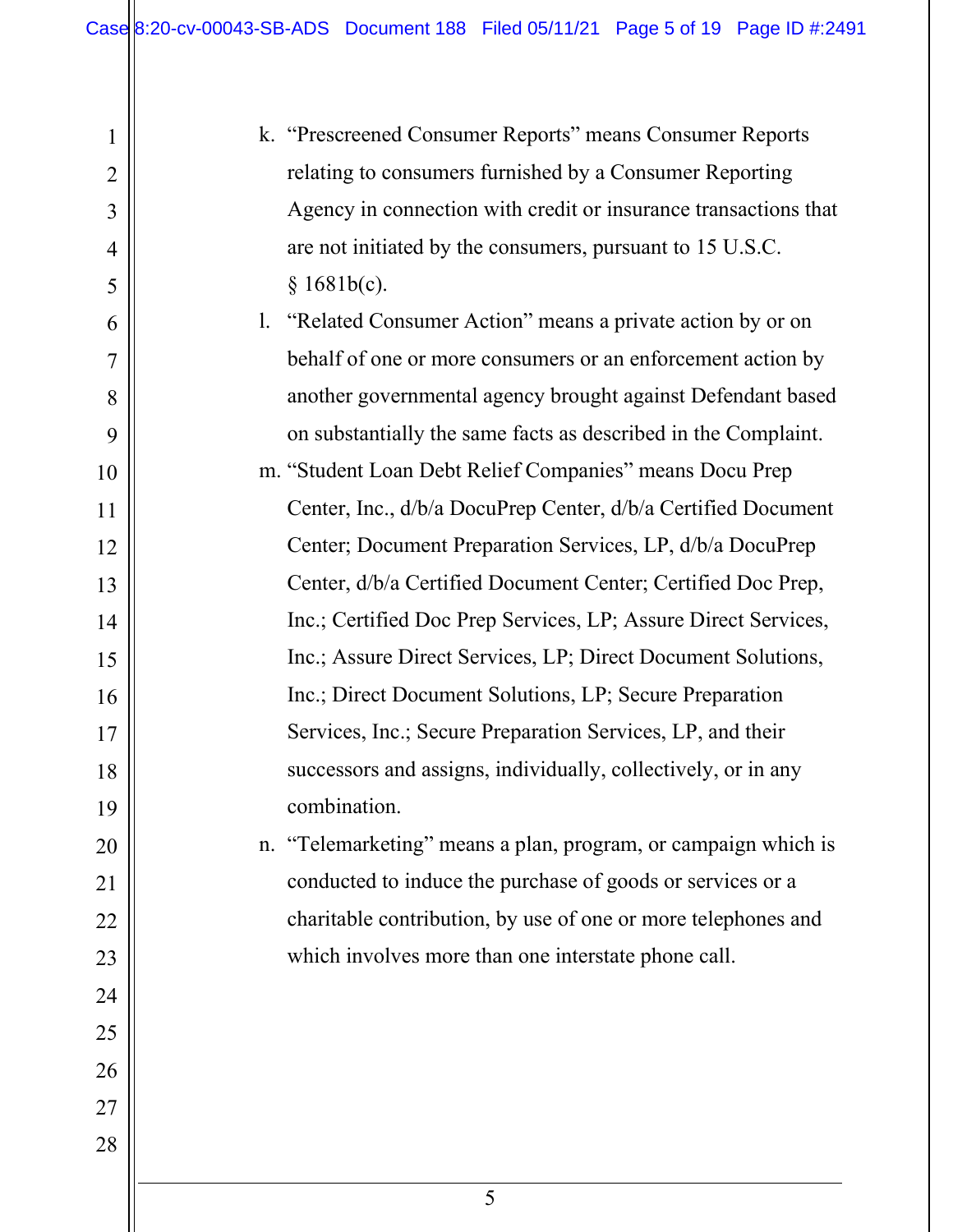k. "Prescreened Consumer Reports" means Consumer Reports relating to consumers furnished by a Consumer Reporting Agency in connection with credit or insurance transactions that are not initiated by the consumers, pursuant to 15 U.S.C. § 1681b(c).

l. "Related Consumer Action" means a private action by or on behalf of one or more consumers or an enforcement action by another governmental agency brought against Defendant based on substantially the same facts as described in the Complaint.

m. "Student Loan Debt Relief Companies" means Docu Prep Center, Inc., d/b/a DocuPrep Center, d/b/a Certified Document Center; Document Preparation Services, LP, d/b/a DocuPrep Center, d/b/a Certified Document Center; Certified Doc Prep, Inc.; Certified Doc Prep Services, LP; Assure Direct Services, Inc.; Assure Direct Services, LP; Direct Document Solutions, Inc.; Direct Document Solutions, LP; Secure Preparation Services, Inc.; Secure Preparation Services, LP, and their successors and assigns, individually, collectively, or in any combination.

n. "Telemarketing" means a plan, program, or campaign which is conducted to induce the purchase of goods or services or a charitable contribution, by use of one or more telephones and which involves more than one interstate phone call.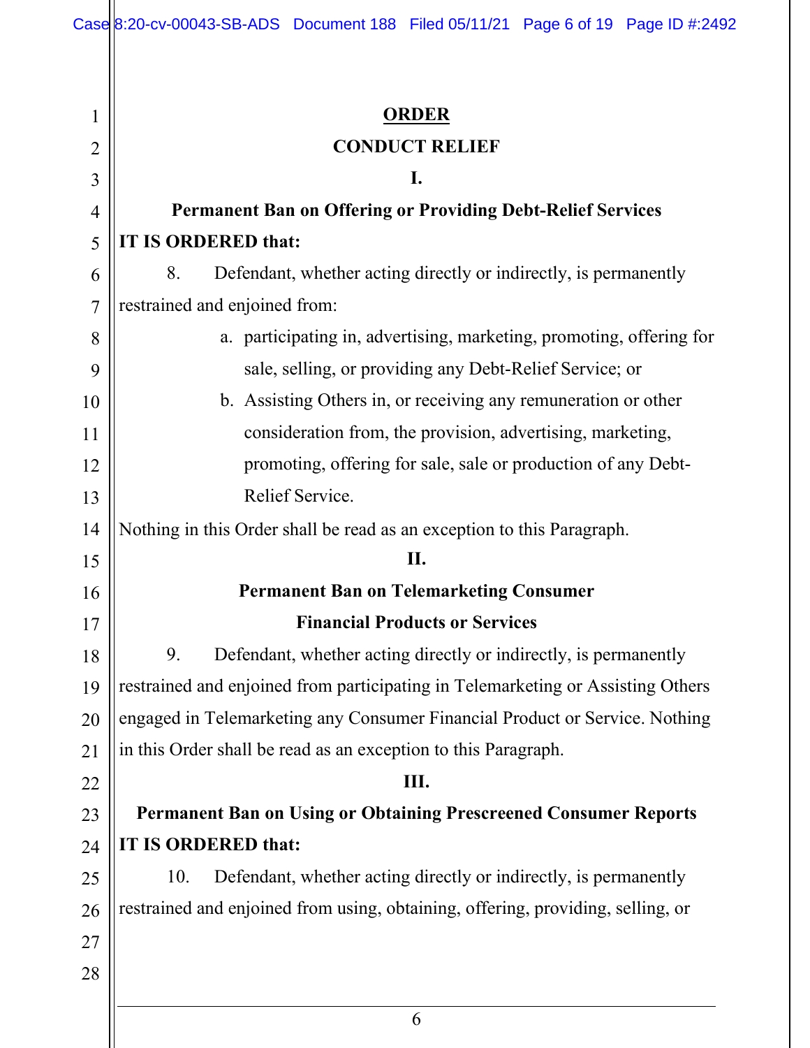# ORDER

## CONDUCT RELIEF

### I.

### Permanent Ban on Offering or Providing Debt-Relief Services

**IT IS ORDERED that:**

8. Defendant, whether acting directly or indirectly, is permanently restrained and enjoined from:

   a. participating in, advertising, marketing, promoting, offering for sale, selling, or providing any Debt-Relief Service; or

   b. Assisting Others in, or receiving any remuneration or other consideration from, the provision, advertising, marketing, promoting, offering for sale, sale or production of any Debt-Relief Service.

Nothing in this Order shall be read as an exception to this Paragraph.

### II.

### Permanent Ban on Telemarketing Consumer Financial Products or Services

9. Defendant, whether acting directly or indirectly, is permanently restrained and enjoined from participating in Telemarketing or Assisting Others engaged in Telemarketing any Consumer Financial Product or Service. Nothing in this Order shall be read as an exception to this Paragraph.

### III.

### Permanent Ban on Using or Obtaining Prescreened Consumer Reports

**IT IS ORDERED that:**

10. Defendant, whether acting directly or indirectly, is permanently restrained and enjoined from using, obtaining, offering, providing, selling, or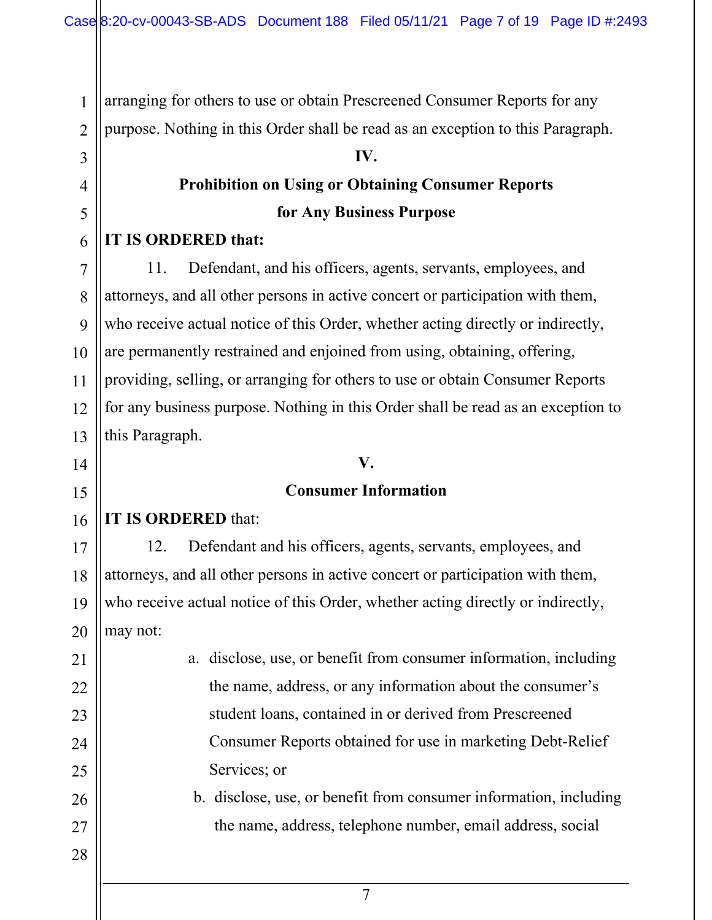arranging for others to use or obtain Prescreened Consumer Reports for any purpose. Nothing in this Order shall be read as an exception to this Paragraph.

## IV.

## Prohibition on Using or Obtaining Consumer Reports for Any Business Purpose

**IT IS ORDERED that:**

11. Defendant, and his officers, agents, servants, employees, and attorneys, and all other persons in active concert or participation with them, who receive actual notice of this Order, whether acting directly or indirectly, are permanently restrained and enjoined from using, obtaining, offering, providing, selling, or arranging for others to use or obtain Consumer Reports for any business purpose. Nothing in this Order shall be read as an exception to this Paragraph.

## V.

## Consumer Information

**IT IS ORDERED** that:

12. Defendant and his officers, agents, servants, employees, and attorneys, and all other persons in active concert or participation with them, who receive actual notice of this Order, whether acting directly or indirectly, may not:

a. disclose, use, or benefit from consumer information, including the name, address, or any information about the consumer's student loans, contained in or derived from Prescreened Consumer Reports obtained for use in marketing Debt-Relief Services; or

b. disclose, use, or benefit from consumer information, including the name, address, telephone number, email address, social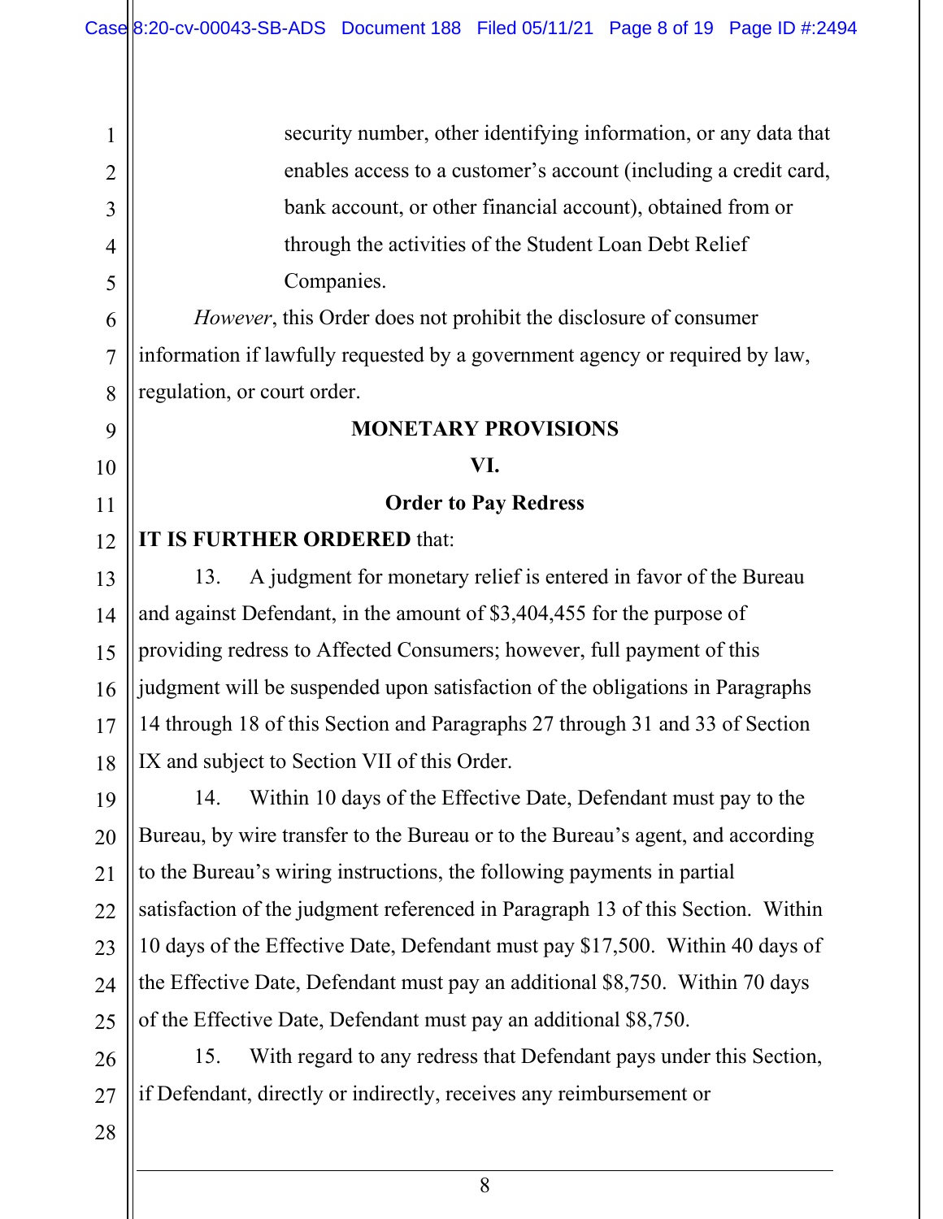security number, other identifying information, or any data that enables access to a customer's account (including a credit card, bank account, or other financial account), obtained from or through the activities of the Student Loan Debt Relief Companies.

*However*, this Order does not prohibit the disclosure of consumer information if lawfully requested by a government agency or required by law, regulation, or court order.

## MONETARY PROVISIONS

## VI.

## Order to Pay Redress

**IT IS FURTHER ORDERED** that:

13. A judgment for monetary relief is entered in favor of the Bureau and against Defendant, in the amount of $3,404,455 for the purpose of providing redress to Affected Consumers; however, full payment of this judgment will be suspended upon satisfaction of the obligations in Paragraphs 14 through 18 of this Section and Paragraphs 27 through 31 and 33 of Section IX and subject to Section VII of this Order.

14. Within 10 days of the Effective Date, Defendant must pay to the Bureau, by wire transfer to the Bureau or to the Bureau's agent, and according to the Bureau's wiring instructions, the following payments in partial satisfaction of the judgment referenced in Paragraph 13 of this Section. Within 10 days of the Effective Date, Defendant must pay $17,500. Within 40 days of the Effective Date, Defendant must pay an additional $8,750. Within 70 days of the Effective Date, Defendant must pay an additional $8,750.

15. With regard to any redress that Defendant pays under this Section, if Defendant, directly or indirectly, receives any reimbursement or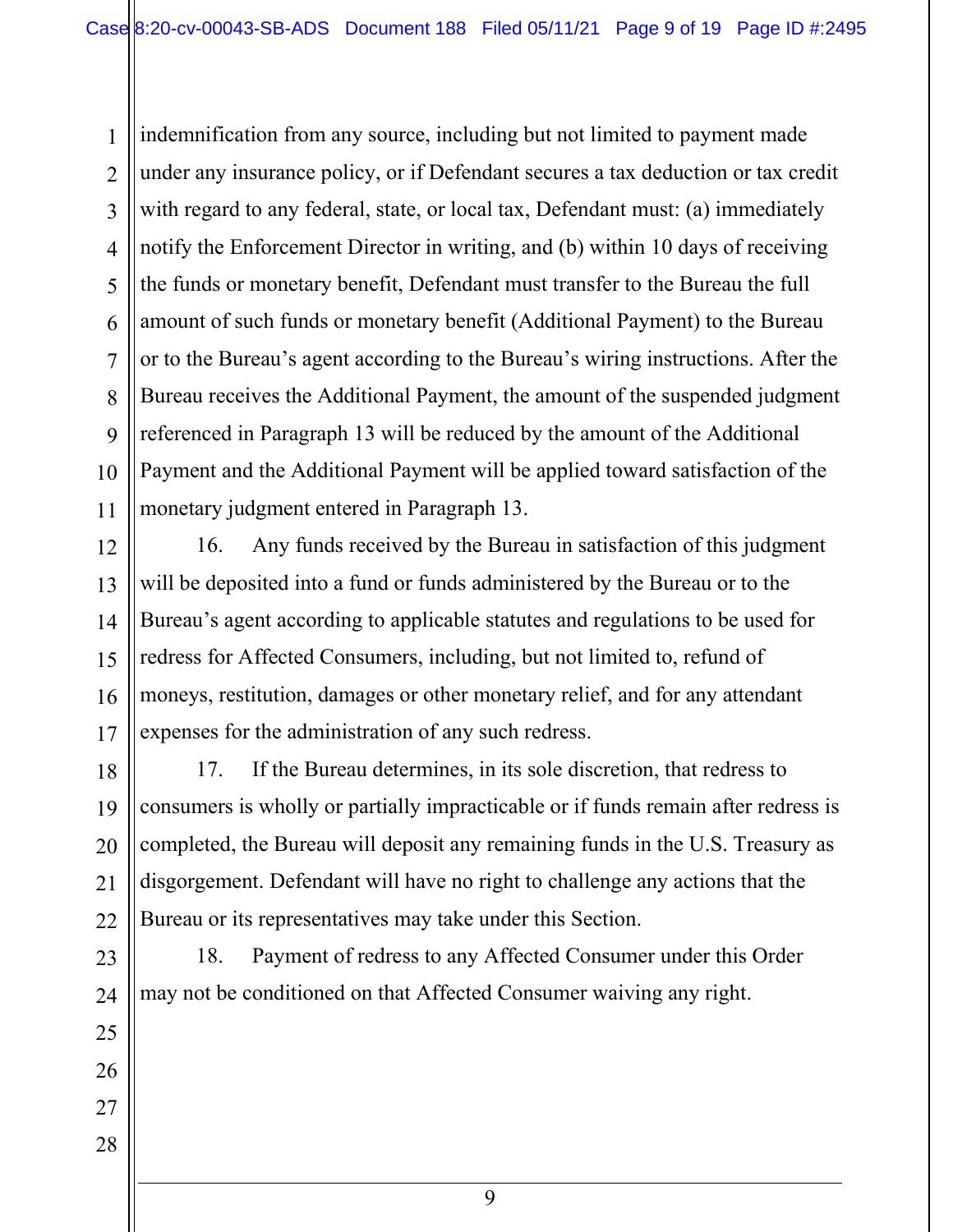indemnification from any source, including but not limited to payment made under any insurance policy, or if Defendant secures a tax deduction or tax credit with regard to any federal, state, or local tax, Defendant must: (a) immediately notify the Enforcement Director in writing, and (b) within 10 days of receiving the funds or monetary benefit, Defendant must transfer to the Bureau the full amount of such funds or monetary benefit (Additional Payment) to the Bureau or to the Bureau's agent according to the Bureau's wiring instructions. After the Bureau receives the Additional Payment, the amount of the suspended judgment referenced in Paragraph 13 will be reduced by the amount of the Additional Payment and the Additional Payment will be applied toward satisfaction of the monetary judgment entered in Paragraph 13.

16. Any funds received by the Bureau in satisfaction of this judgment will be deposited into a fund or funds administered by the Bureau or to the Bureau's agent according to applicable statutes and regulations to be used for redress for Affected Consumers, including, but not limited to, refund of moneys, restitution, damages or other monetary relief, and for any attendant expenses for the administration of any such redress.

17. If the Bureau determines, in its sole discretion, that redress to consumers is wholly or partially impracticable or if funds remain after redress is completed, the Bureau will deposit any remaining funds in the U.S. Treasury as disgorgement. Defendant will have no right to challenge any actions that the Bureau or its representatives may take under this Section.

18. Payment of redress to any Affected Consumer under this Order may not be conditioned on that Affected Consumer waiving any right.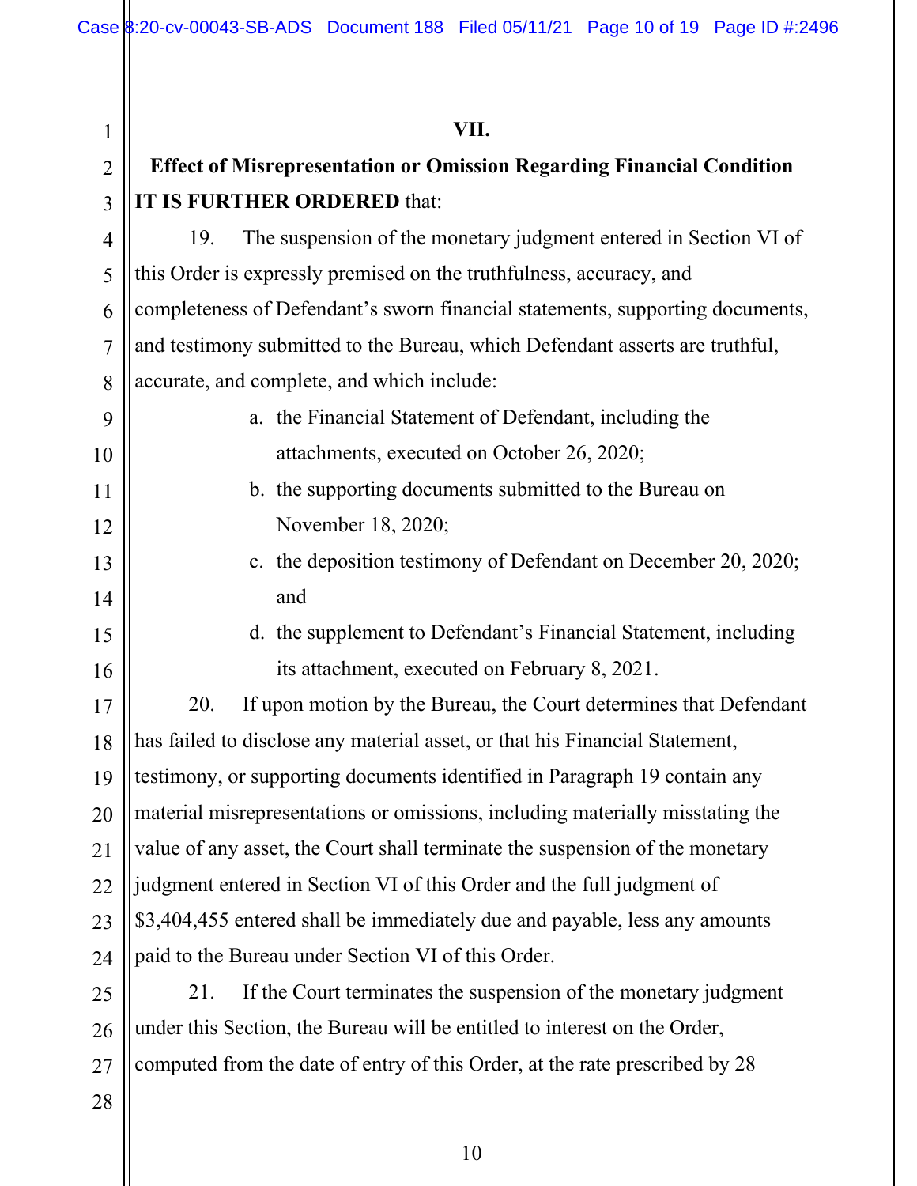## VII.

## Effect of Misrepresentation or Omission Regarding Financial Condition

**IT IS FURTHER ORDERED** that:

19. The suspension of the monetary judgment entered in Section VI of this Order is expressly premised on the truthfulness, accuracy, and completeness of Defendant's sworn financial statements, supporting documents, and testimony submitted to the Bureau, which Defendant asserts are truthful, accurate, and complete, and which include:

   a. the Financial Statement of Defendant, including the attachments, executed on October 26, 2020;

   b. the supporting documents submitted to the Bureau on November 18, 2020;

   c. the deposition testimony of Defendant on December 20, 2020; and

   d. the supplement to Defendant's Financial Statement, including its attachment, executed on February 8, 2021.

20. If upon motion by the Bureau, the Court determines that Defendant has failed to disclose any material asset, or that his Financial Statement, testimony, or supporting documents identified in Paragraph 19 contain any material misrepresentations or omissions, including materially misstating the value of any asset, the Court shall terminate the suspension of the monetary judgment entered in Section VI of this Order and the full judgment of $3,404,455 entered shall be immediately due and payable, less any amounts paid to the Bureau under Section VI of this Order.

21. If the Court terminates the suspension of the monetary judgment under this Section, the Bureau will be entitled to interest on the Order, computed from the date of entry of this Order, at the rate prescribed by 28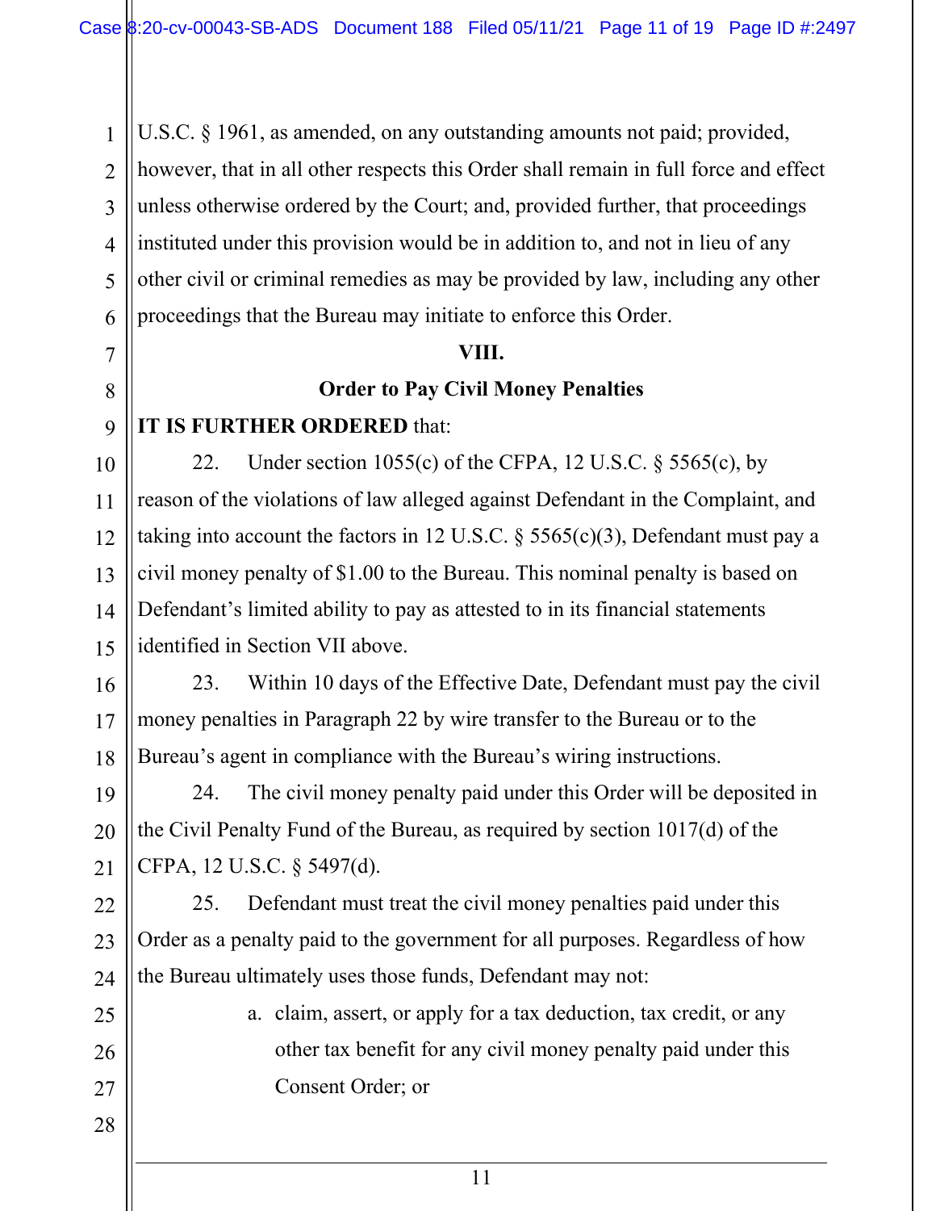U.S.C. § 1961, as amended, on any outstanding amounts not paid; provided, however, that in all other respects this Order shall remain in full force and effect unless otherwise ordered by the Court; and, provided further, that proceedings instituted under this provision would be in addition to, and not in lieu of any other civil or criminal remedies as may be provided by law, including any other proceedings that the Bureau may initiate to enforce this Order.

## VIII.

## Order to Pay Civil Money Penalties

**IT IS FURTHER ORDERED** that:

22. Under section 1055(c) of the CFPA, 12 U.S.C. § 5565(c), by reason of the violations of law alleged against Defendant in the Complaint, and taking into account the factors in 12 U.S.C. § 5565(c)(3), Defendant must pay a civil money penalty of $1.00 to the Bureau. This nominal penalty is based on Defendant's limited ability to pay as attested to in its financial statements identified in Section VII above.

23. Within 10 days of the Effective Date, Defendant must pay the civil money penalties in Paragraph 22 by wire transfer to the Bureau or to the Bureau's agent in compliance with the Bureau's wiring instructions.

24. The civil money penalty paid under this Order will be deposited in the Civil Penalty Fund of the Bureau, as required by section 1017(d) of the CFPA, 12 U.S.C. § 5497(d).

25. Defendant must treat the civil money penalties paid under this Order as a penalty paid to the government for all purposes. Regardless of how the Bureau ultimately uses those funds, Defendant may not:

a. claim, assert, or apply for a tax deduction, tax credit, or any other tax benefit for any civil money penalty paid under this Consent Order; or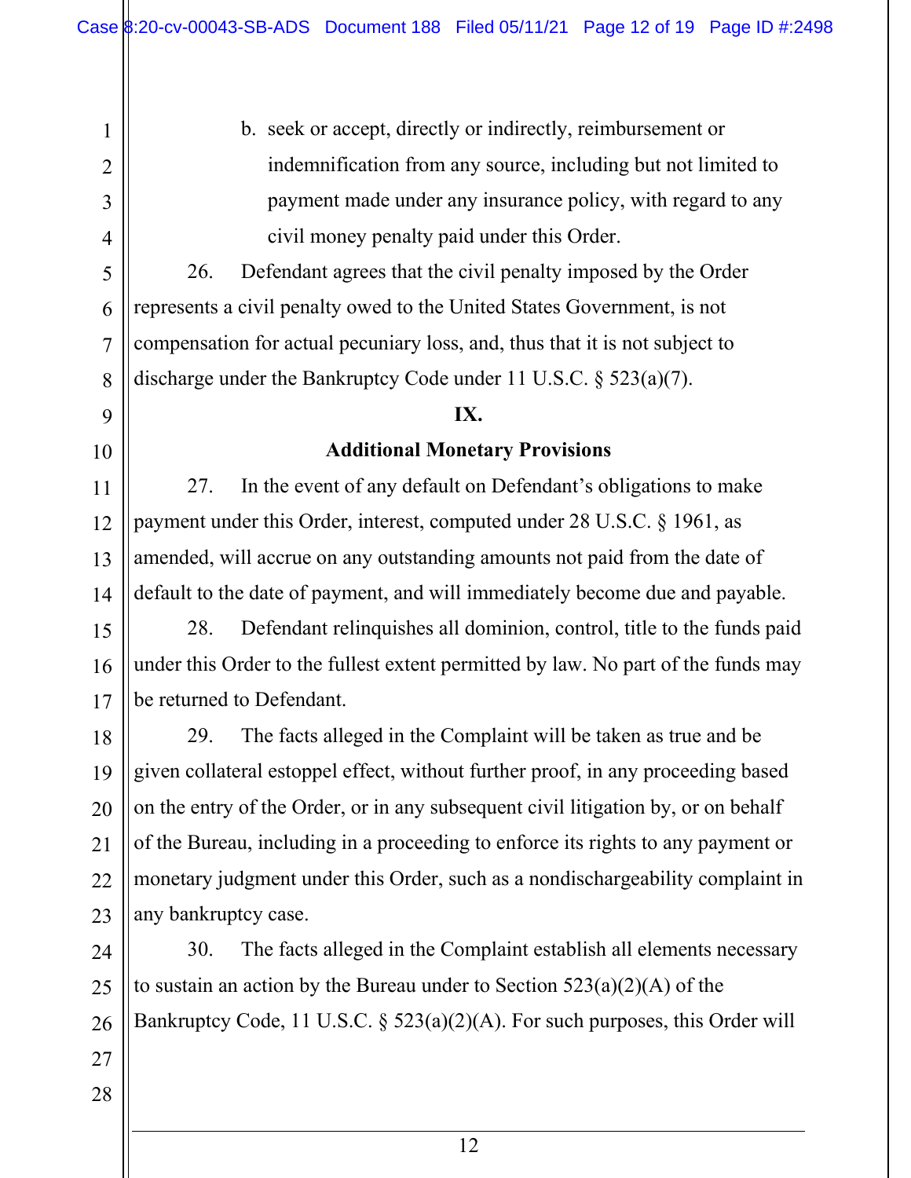b. seek or accept, directly or indirectly, reimbursement or indemnification from any source, including but not limited to payment made under any insurance policy, with regard to any civil money penalty paid under this Order.

26. Defendant agrees that the civil penalty imposed by the Order represents a civil penalty owed to the United States Government, is not compensation for actual pecuniary loss, and, thus that it is not subject to discharge under the Bankruptcy Code under 11 U.S.C. § 523(a)(7).

## IX.

## Additional Monetary Provisions

27. In the event of any default on Defendant's obligations to make payment under this Order, interest, computed under 28 U.S.C. § 1961, as amended, will accrue on any outstanding amounts not paid from the date of default to the date of payment, and will immediately become due and payable.

28. Defendant relinquishes all dominion, control, title to the funds paid under this Order to the fullest extent permitted by law. No part of the funds may be returned to Defendant.

29. The facts alleged in the Complaint will be taken as true and be given collateral estoppel effect, without further proof, in any proceeding based on the entry of the Order, or in any subsequent civil litigation by, or on behalf of the Bureau, including in a proceeding to enforce its rights to any payment or monetary judgment under this Order, such as a nondischargeability complaint in any bankruptcy case.

30. The facts alleged in the Complaint establish all elements necessary to sustain an action by the Bureau under to Section 523(a)(2)(A) of the Bankruptcy Code, 11 U.S.C. § 523(a)(2)(A). For such purposes, this Order will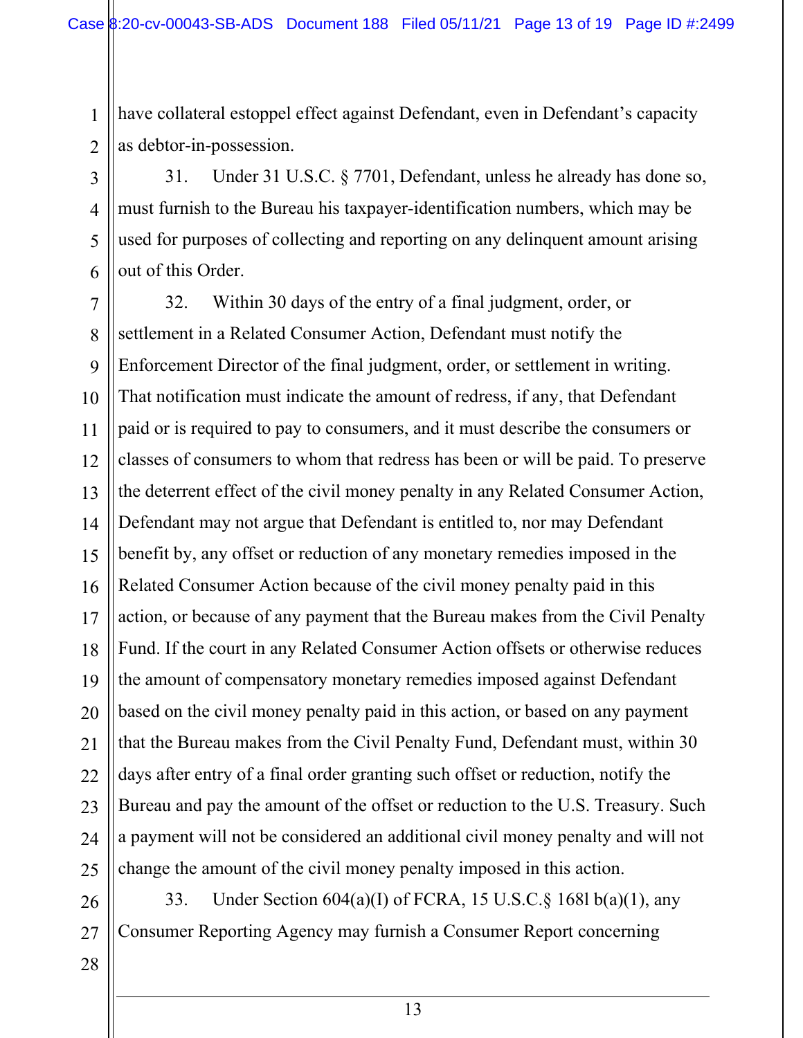have collateral estoppel effect against Defendant, even in Defendant's capacity as debtor-in-possession.

31. Under 31 U.S.C. § 7701, Defendant, unless he already has done so, must furnish to the Bureau his taxpayer-identification numbers, which may be used for purposes of collecting and reporting on any delinquent amount arising out of this Order.

32. Within 30 days of the entry of a final judgment, order, or settlement in a Related Consumer Action, Defendant must notify the Enforcement Director of the final judgment, order, or settlement in writing. That notification must indicate the amount of redress, if any, that Defendant paid or is required to pay to consumers, and it must describe the consumers or classes of consumers to whom that redress has been or will be paid. To preserve the deterrent effect of the civil money penalty in any Related Consumer Action, Defendant may not argue that Defendant is entitled to, nor may Defendant benefit by, any offset or reduction of any monetary remedies imposed in the Related Consumer Action because of the civil money penalty paid in this action, or because of any payment that the Bureau makes from the Civil Penalty Fund. If the court in any Related Consumer Action offsets or otherwise reduces the amount of compensatory monetary remedies imposed against Defendant based on the civil money penalty paid in this action, or based on any payment that the Bureau makes from the Civil Penalty Fund, Defendant must, within 30 days after entry of a final order granting such offset or reduction, notify the Bureau and pay the amount of the offset or reduction to the U.S. Treasury. Such a payment will not be considered an additional civil money penalty and will not change the amount of the civil money penalty imposed in this action.

33. Under Section 604(a)(I) of FCRA, 15 U.S.C.§ 168l b(a)(1), any Consumer Reporting Agency may furnish a Consumer Report concerning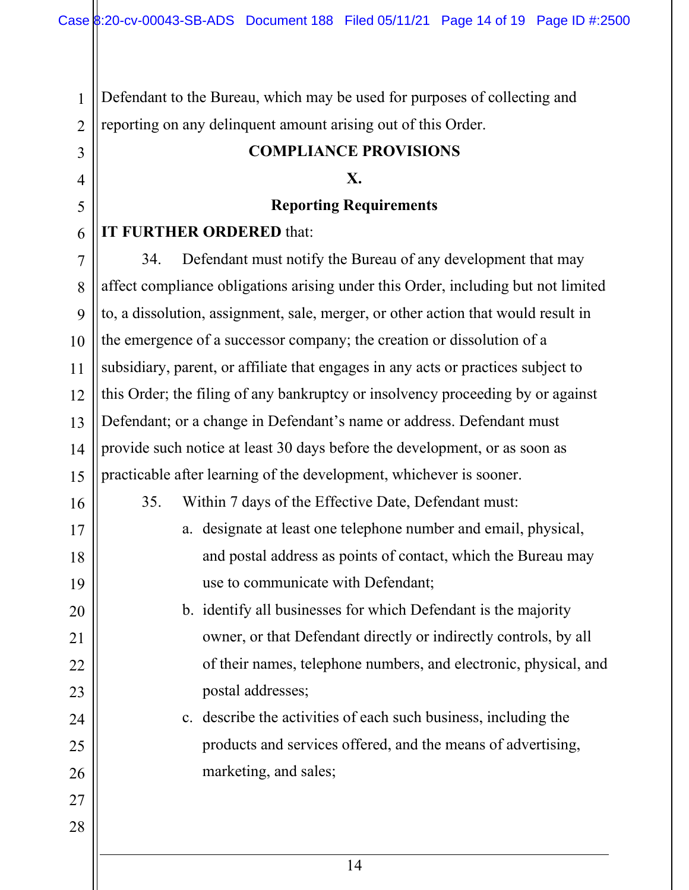Defendant to the Bureau, which may be used for purposes of collecting and reporting on any delinquent amount arising out of this Order.

## COMPLIANCE PROVISIONS

## X.

## Reporting Requirements

**IT FURTHER ORDERED** that:

34. Defendant must notify the Bureau of any development that may affect compliance obligations arising under this Order, including but not limited to, a dissolution, assignment, sale, merger, or other action that would result in the emergence of a successor company; the creation or dissolution of a subsidiary, parent, or affiliate that engages in any acts or practices subject to this Order; the filing of any bankruptcy or insolvency proceeding by or against Defendant; or a change in Defendant's name or address. Defendant must provide such notice at least 30 days before the development, or as soon as practicable after learning of the development, whichever is sooner.

35. Within 7 days of the Effective Date, Defendant must:

   a. designate at least one telephone number and email, physical, and postal address as points of contact, which the Bureau may use to communicate with Defendant;

   b. identify all businesses for which Defendant is the majority owner, or that Defendant directly or indirectly controls, by all of their names, telephone numbers, and electronic, physical, and postal addresses;

   c. describe the activities of each such business, including the products and services offered, and the means of advertising, marketing, and sales;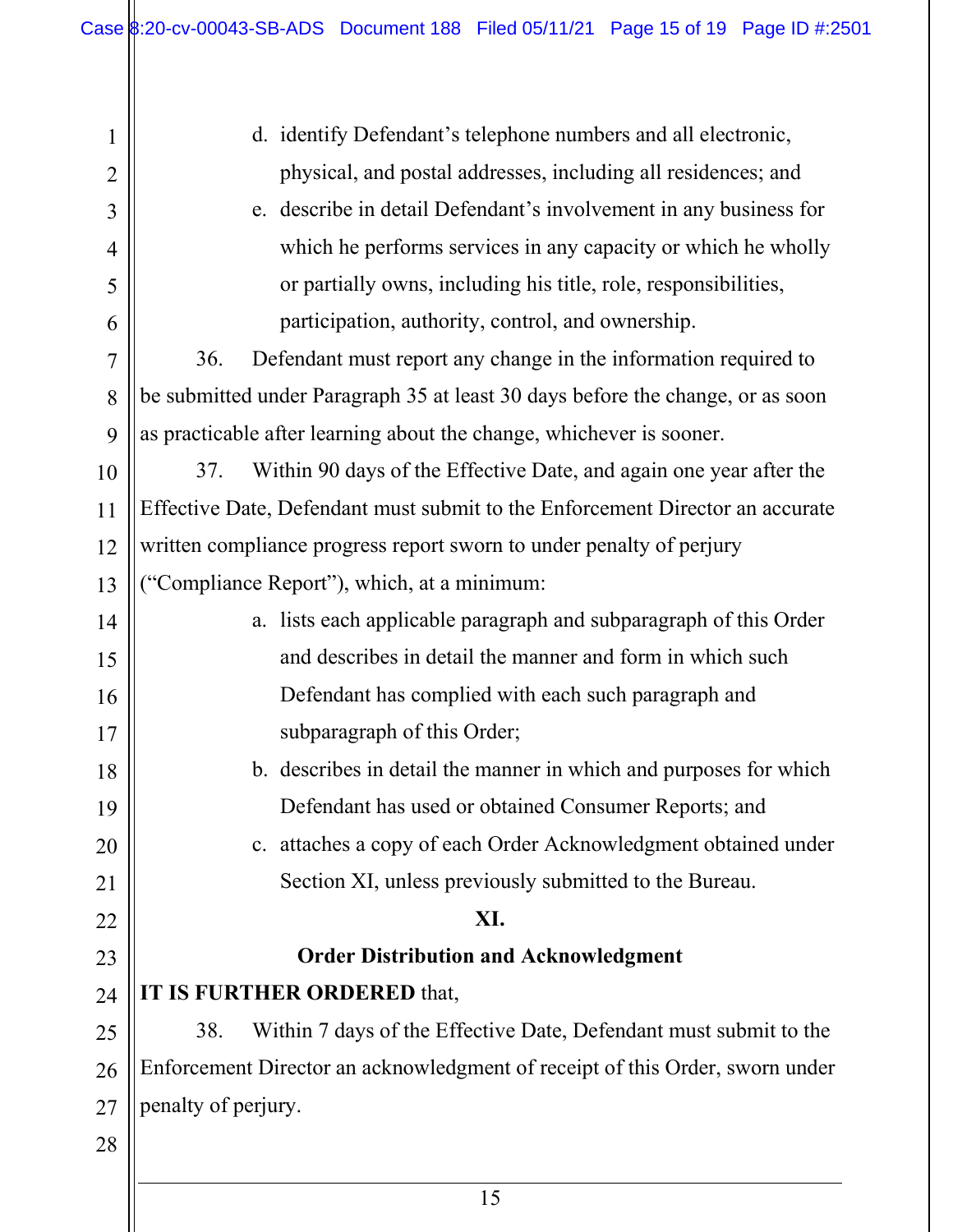d. identify Defendant's telephone numbers and all electronic, physical, and postal addresses, including all residences; and

e. describe in detail Defendant's involvement in any business for which he performs services in any capacity or which he wholly or partially owns, including his title, role, responsibilities, participation, authority, control, and ownership.

36. Defendant must report any change in the information required to be submitted under Paragraph 35 at least 30 days before the change, or as soon as practicable after learning about the change, whichever is sooner.

37. Within 90 days of the Effective Date, and again one year after the Effective Date, Defendant must submit to the Enforcement Director an accurate written compliance progress report sworn to under penalty of perjury ("Compliance Report"), which, at a minimum:

a. lists each applicable paragraph and subparagraph of this Order and describes in detail the manner and form in which such Defendant has complied with each such paragraph and subparagraph of this Order;

b. describes in detail the manner in which and purposes for which Defendant has used or obtained Consumer Reports; and

c. attaches a copy of each Order Acknowledgment obtained under Section XI, unless previously submitted to the Bureau.

## XI.

## Order Distribution and Acknowledgment

**IT IS FURTHER ORDERED** that,

38. Within 7 days of the Effective Date, Defendant must submit to the Enforcement Director an acknowledgment of receipt of this Order, sworn under penalty of perjury.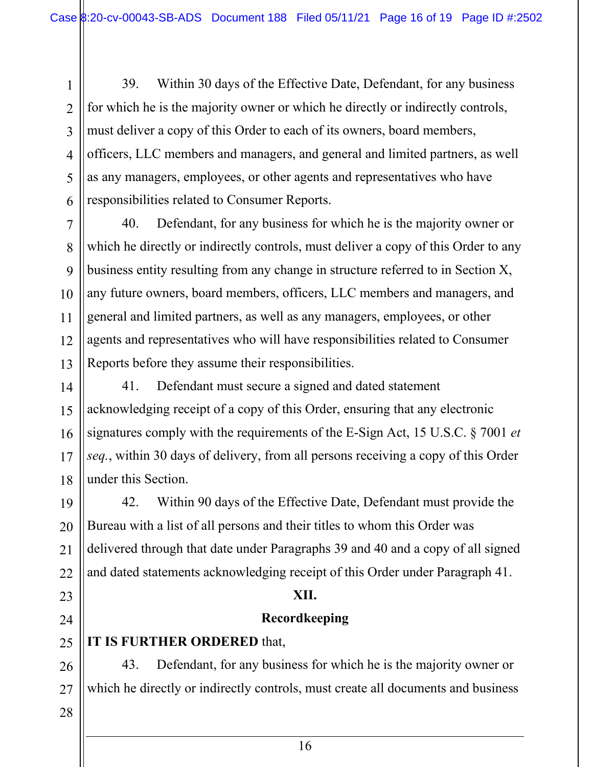39. Within 30 days of the Effective Date, Defendant, for any business for which he is the majority owner or which he directly or indirectly controls, must deliver a copy of this Order to each of its owners, board members, officers, LLC members and managers, and general and limited partners, as well as any managers, employees, or other agents and representatives who have responsibilities related to Consumer Reports.

40. Defendant, for any business for which he is the majority owner or which he directly or indirectly controls, must deliver a copy of this Order to any business entity resulting from any change in structure referred to in Section X, any future owners, board members, officers, LLC members and managers, and general and limited partners, as well as any managers, employees, or other agents and representatives who will have responsibilities related to Consumer Reports before they assume their responsibilities.

41. Defendant must secure a signed and dated statement acknowledging receipt of a copy of this Order, ensuring that any electronic signatures comply with the requirements of the E-Sign Act, 15 U.S.C. § 7001 *et seq.*, within 30 days of delivery, from all persons receiving a copy of this Order under this Section.

42. Within 90 days of the Effective Date, Defendant must provide the Bureau with a list of all persons and their titles to whom this Order was delivered through that date under Paragraphs 39 and 40 and a copy of all signed and dated statements acknowledging receipt of this Order under Paragraph 41.

## XII.

## Recordkeeping

**IT IS FURTHER ORDERED** that,

43. Defendant, for any business for which he is the majority owner or which he directly or indirectly controls, must create all documents and business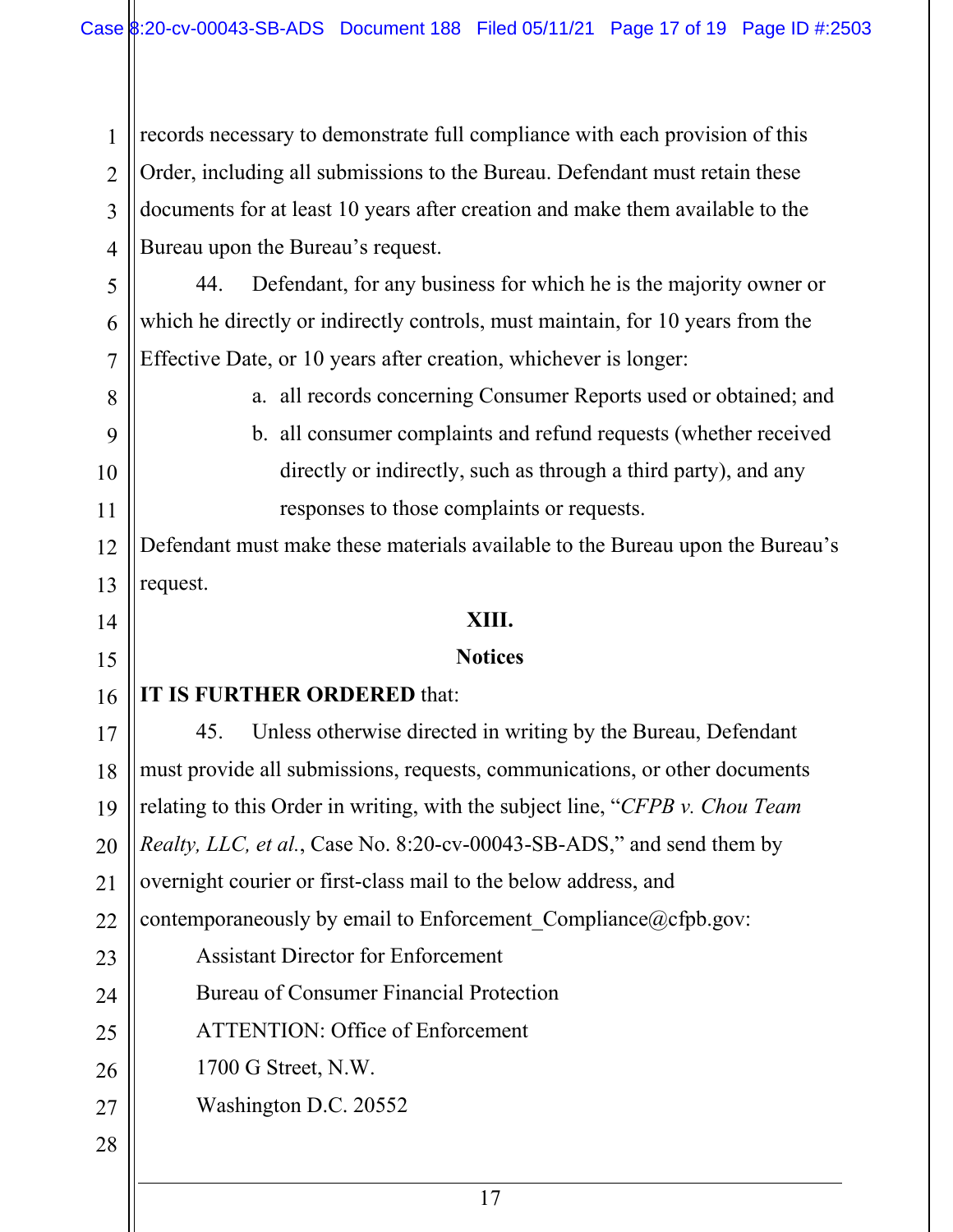records necessary to demonstrate full compliance with each provision of this Order, including all submissions to the Bureau. Defendant must retain these documents for at least 10 years after creation and make them available to the Bureau upon the Bureau's request.

44. Defendant, for any business for which he is the majority owner or which he directly or indirectly controls, must maintain, for 10 years from the Effective Date, or 10 years after creation, whichever is longer:

a. all records concerning Consumer Reports used or obtained; and

b. all consumer complaints and refund requests (whether received directly or indirectly, such as through a third party), and any responses to those complaints or requests.

Defendant must make these materials available to the Bureau upon the Bureau's request.

## XIII.

## Notices

**IT IS FURTHER ORDERED** that:

45. Unless otherwise directed in writing by the Bureau, Defendant must provide all submissions, requests, communications, or other documents relating to this Order in writing, with the subject line, "*CFPB v. Chou Team Realty, LLC, et al.*, Case No. 8:20-cv-00043-SB-ADS," and send them by overnight courier or first-class mail to the below address, and contemporaneously by email to Enforcement_Compliance@cfpb.gov:

Assistant Director for Enforcement
Bureau of Consumer Financial Protection
ATTENTION: Office of Enforcement
1700 G Street, N.W.
Washington D.C. 20552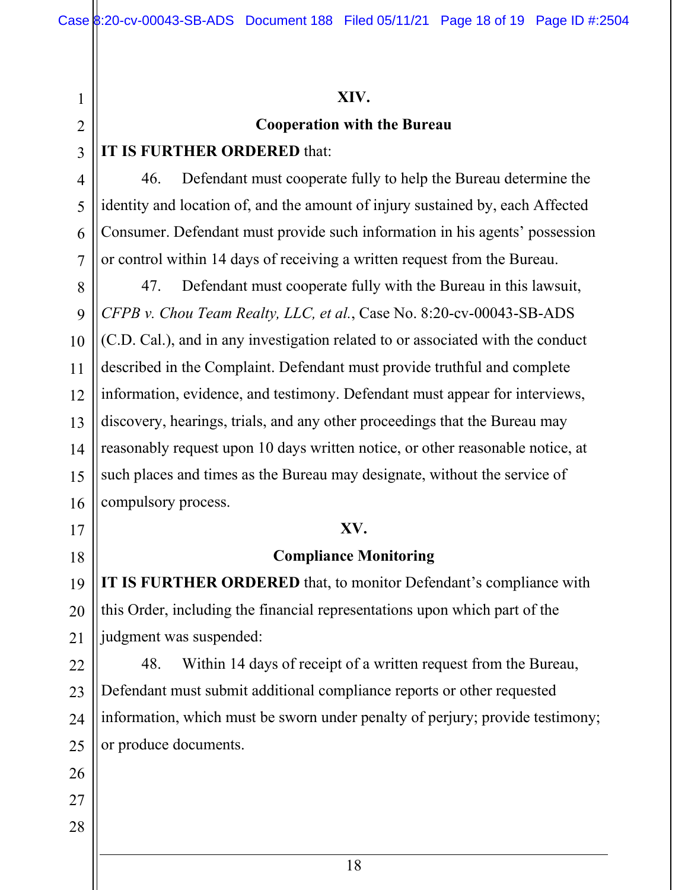## XIV.

## Cooperation with the Bureau

**IT IS FURTHER ORDERED** that:

46. Defendant must cooperate fully to help the Bureau determine the identity and location of, and the amount of injury sustained by, each Affected Consumer. Defendant must provide such information in his agents' possession or control within 14 days of receiving a written request from the Bureau.

47. Defendant must cooperate fully with the Bureau in this lawsuit, *CFPB v. Chou Team Realty, LLC, et al.*, Case No. 8:20-cv-00043-SB-ADS (C.D. Cal.), and in any investigation related to or associated with the conduct described in the Complaint. Defendant must provide truthful and complete information, evidence, and testimony. Defendant must appear for interviews, discovery, hearings, trials, and any other proceedings that the Bureau may reasonably request upon 10 days written notice, or other reasonable notice, at such places and times as the Bureau may designate, without the service of compulsory process.

## XV.

## Compliance Monitoring

**IT IS FURTHER ORDERED** that, to monitor Defendant's compliance with this Order, including the financial representations upon which part of the judgment was suspended:

48. Within 14 days of receipt of a written request from the Bureau, Defendant must submit additional compliance reports or other requested information, which must be sworn under penalty of perjury; provide testimony; or produce documents.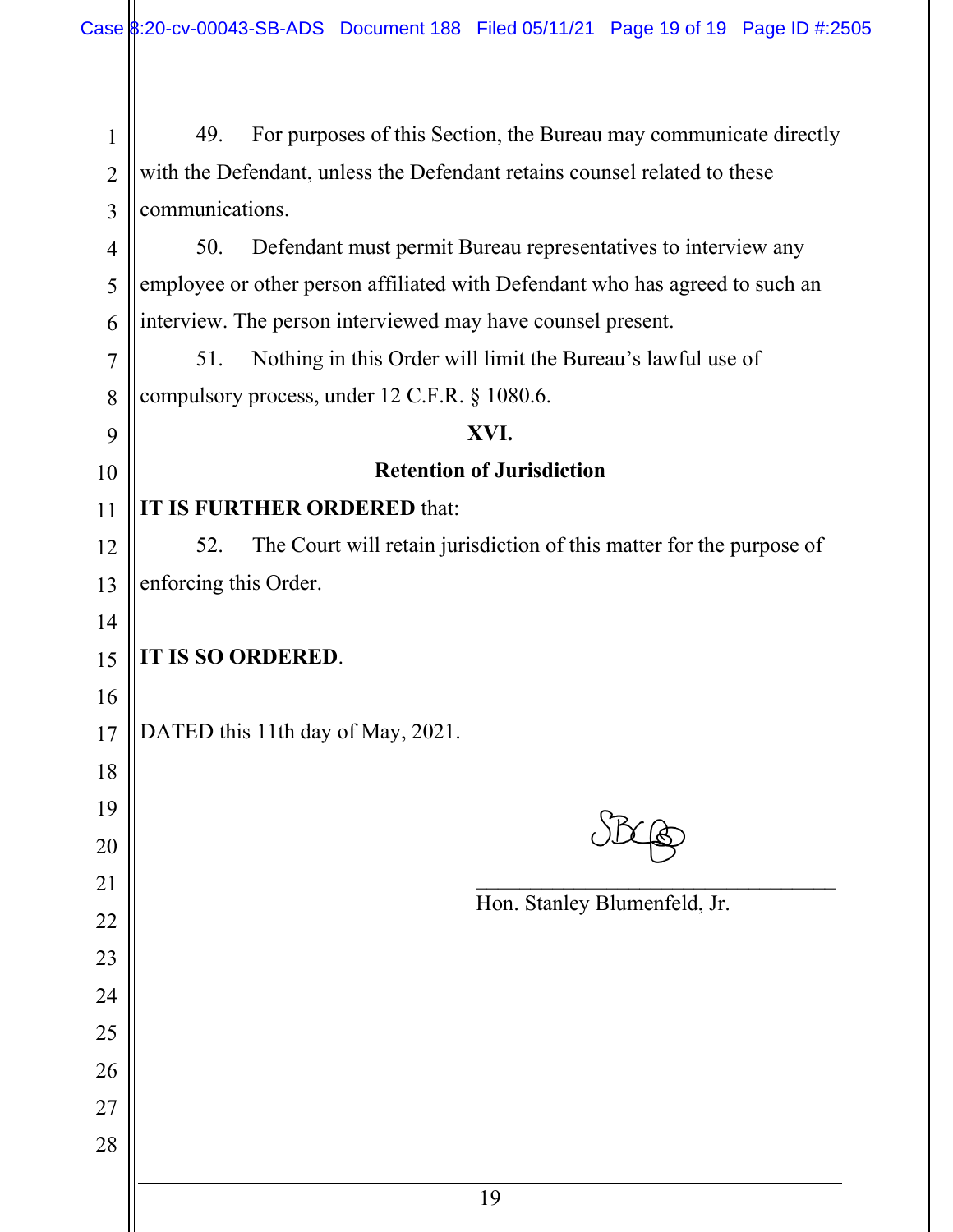49. For purposes of this Section, the Bureau may communicate directly with the Defendant, unless the Defendant retains counsel related to these communications.

50. Defendant must permit Bureau representatives to interview any employee or other person affiliated with Defendant who has agreed to such an interview. The person interviewed may have counsel present.

51. Nothing in this Order will limit the Bureau's lawful use of compulsory process, under 12 C.F.R. § 1080.6.

## XVI.

## Retention of Jurisdiction

**IT IS FURTHER ORDERED** that:

52. The Court will retain jurisdiction of this matter for the purpose of enforcing this Order.

**IT IS SO ORDERED**.

DATED this 11th day of May, 2021.

Hon. Stanley Blumenfeld, Jr.